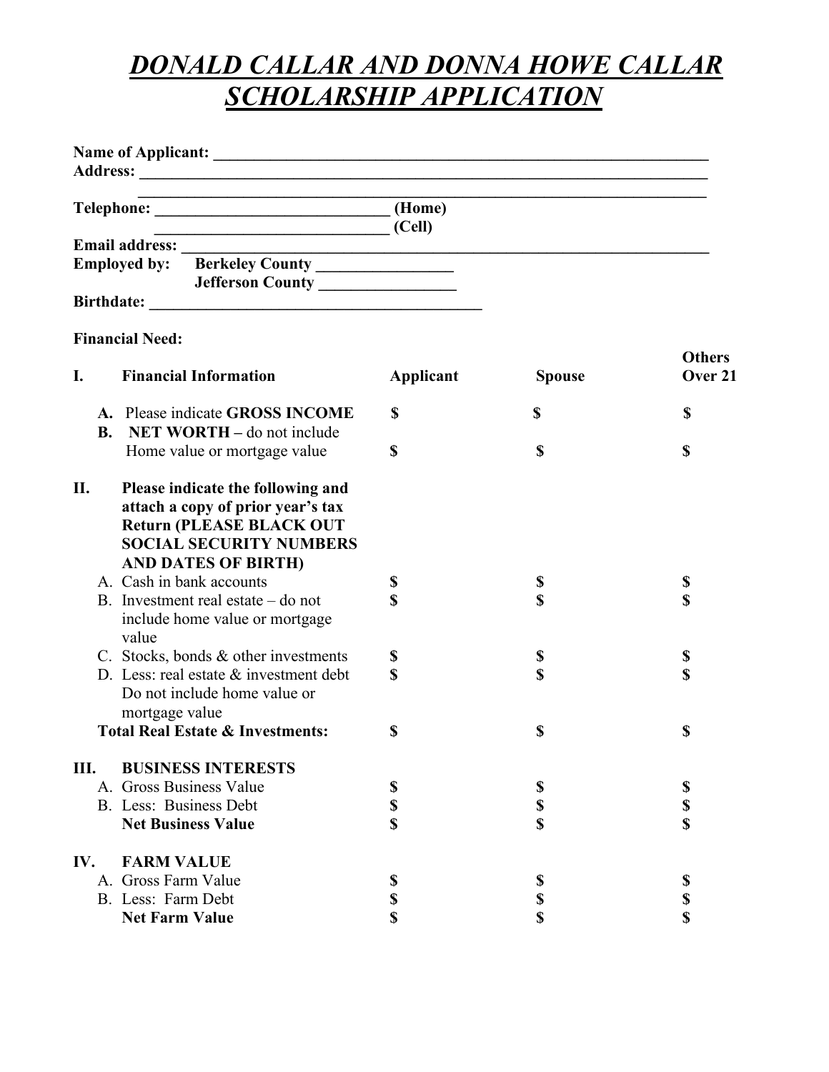# ***DONALD CALLAR AND DONNA HOWE CALLAR SCHOLARSHIP APPLICATION***

**Name of Applicant:** ______________________________________________________________

**Address:** ____________________________________________________________________

____________________________________________________________________

**Telephone:** _____________________________ **(Home)**

_____________________________ **(Cell)**

**Email address:** _______________________________________________________________

**Employed by:** **Berkeley County** ________________

**Jefferson County** ________________

**Birthdate:** __________________________________________

**Financial Need:**

| | | **Applicant** | **Spouse** | **Others Over 21** |
|---|---|---|---|---|
| **I.** | **Financial Information** | | | |
| | **A.** Please indicate **GROSS INCOME** | **$** | **$** | **$** |
| | **B.** **NET WORTH** – do not include Home value or mortgage value | **$** | **$** | **$** |
| **II.** | **Please indicate the following and attach a copy of prior year's tax Return (PLEASE BLACK OUT SOCIAL SECURITY NUMBERS AND DATES OF BIRTH)** | | | |
| | A. Cash in bank accounts | **$** | **$** | **$** |
| | B. Investment real estate – do not include home value or mortgage value | **$** | **$** | **$** |
| | C. Stocks, bonds & other investments | **$** | **$** | **$** |
| | D. Less: real estate & investment debt Do not include home value or mortgage value | **$** | **$** | **$** |
| | **Total Real Estate & Investments:** | **$** | **$** | **$** |
| **III.** | **BUSINESS INTERESTS** | | | |
| | A. Gross Business Value | **$** | **$** | **$** |
| | B. Less: Business Debt | **$** | **$** | **$** |
| | **Net Business Value** | **$** | **$** | **$** |
| **IV.** | **FARM VALUE** | | | |
| | A. Gross Farm Value | **$** | **$** | **$** |
| | B. Less: Farm Debt | **$** | **$** | **$** |
| | **Net Farm Value** | **$** | **$** | **$** |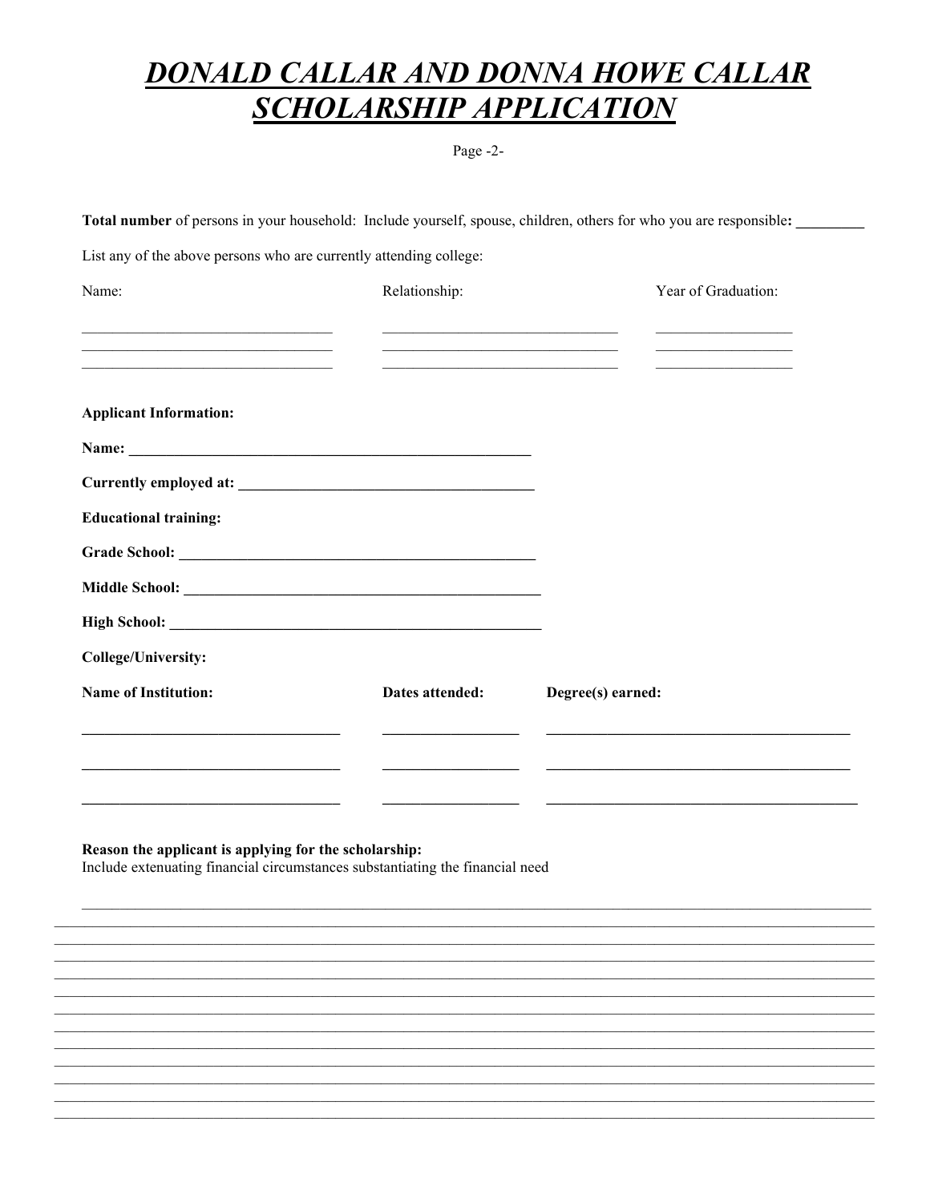# *DONALD CALLAR AND DONNA HOWE CALLAR SCHOLARSHIP APPLICATION*

**Total number** of persons in your household: Include yourself, spouse, children, others for who you are responsible**:** _________

List any of the above persons who are currently attending college:

| Name: | Relationship: | Year of Graduation: |
| --- | --- | --- |
| | | |
| | | |
| | | |

**Applicant Information:**

**Name:** _______________________________________________

**Currently employed at:** _______________________________________

**Educational training:**

**Grade School:** _______________________________________________

**Middle School:** _______________________________________________

**High School:** _______________________________________________

**College/University:**

| **Name of Institution:** | **Dates attended:** | **Degree(s) earned:** |
| --- | --- | --- |
| | | |
| | | |
| | | |

**Reason the applicant is applying for the scholarship:**
Include extenuating financial circumstances substantiating the financial need

_______________________________________________________________________________

_______________________________________________________________________________

_______________________________________________________________________________

_______________________________________________________________________________

_______________________________________________________________________________

_______________________________________________________________________________

_______________________________________________________________________________

_______________________________________________________________________________

_______________________________________________________________________________

_______________________________________________________________________________

_______________________________________________________________________________

_______________________________________________________________________________

_______________________________________________________________________________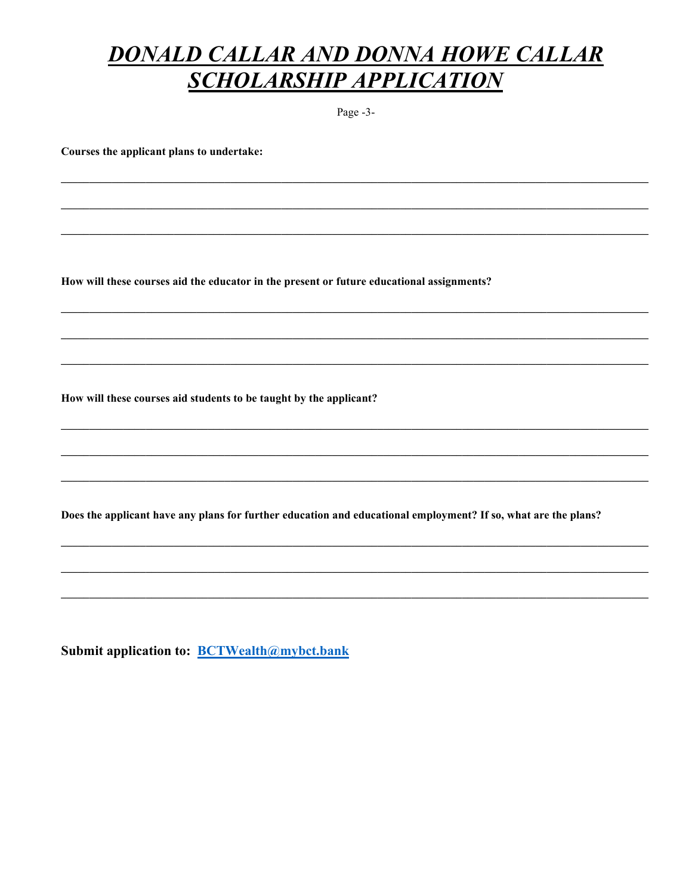# ***DONALD CALLAR AND DONNA HOWE CALLAR SCHOLARSHIP APPLICATION***

**Courses the applicant plans to undertake:**

\_\_\_\_\_\_\_\_\_\_\_\_\_\_\_\_\_\_\_\_\_\_\_\_\_\_\_\_\_\_\_\_\_\_\_\_\_\_\_\_\_\_\_\_\_\_\_\_\_\_\_\_\_\_\_\_\_\_\_\_\_\_\_\_\_\_\_\_\_\_\_\_\_\_\_\_\_\_

\_\_\_\_\_\_\_\_\_\_\_\_\_\_\_\_\_\_\_\_\_\_\_\_\_\_\_\_\_\_\_\_\_\_\_\_\_\_\_\_\_\_\_\_\_\_\_\_\_\_\_\_\_\_\_\_\_\_\_\_\_\_\_\_\_\_\_\_\_\_\_\_\_\_\_\_\_\_

\_\_\_\_\_\_\_\_\_\_\_\_\_\_\_\_\_\_\_\_\_\_\_\_\_\_\_\_\_\_\_\_\_\_\_\_\_\_\_\_\_\_\_\_\_\_\_\_\_\_\_\_\_\_\_\_\_\_\_\_\_\_\_\_\_\_\_\_\_\_\_\_\_\_\_\_\_\_

**How will these courses aid the educator in the present or future educational assignments?**

\_\_\_\_\_\_\_\_\_\_\_\_\_\_\_\_\_\_\_\_\_\_\_\_\_\_\_\_\_\_\_\_\_\_\_\_\_\_\_\_\_\_\_\_\_\_\_\_\_\_\_\_\_\_\_\_\_\_\_\_\_\_\_\_\_\_\_\_\_\_\_\_\_\_\_\_\_\_

\_\_\_\_\_\_\_\_\_\_\_\_\_\_\_\_\_\_\_\_\_\_\_\_\_\_\_\_\_\_\_\_\_\_\_\_\_\_\_\_\_\_\_\_\_\_\_\_\_\_\_\_\_\_\_\_\_\_\_\_\_\_\_\_\_\_\_\_\_\_\_\_\_\_\_\_\_\_

\_\_\_\_\_\_\_\_\_\_\_\_\_\_\_\_\_\_\_\_\_\_\_\_\_\_\_\_\_\_\_\_\_\_\_\_\_\_\_\_\_\_\_\_\_\_\_\_\_\_\_\_\_\_\_\_\_\_\_\_\_\_\_\_\_\_\_\_\_\_\_\_\_\_\_\_\_\_

**How will these courses aid students to be taught by the applicant?**

\_\_\_\_\_\_\_\_\_\_\_\_\_\_\_\_\_\_\_\_\_\_\_\_\_\_\_\_\_\_\_\_\_\_\_\_\_\_\_\_\_\_\_\_\_\_\_\_\_\_\_\_\_\_\_\_\_\_\_\_\_\_\_\_\_\_\_\_\_\_\_\_\_\_\_\_\_\_

\_\_\_\_\_\_\_\_\_\_\_\_\_\_\_\_\_\_\_\_\_\_\_\_\_\_\_\_\_\_\_\_\_\_\_\_\_\_\_\_\_\_\_\_\_\_\_\_\_\_\_\_\_\_\_\_\_\_\_\_\_\_\_\_\_\_\_\_\_\_\_\_\_\_\_\_\_\_

\_\_\_\_\_\_\_\_\_\_\_\_\_\_\_\_\_\_\_\_\_\_\_\_\_\_\_\_\_\_\_\_\_\_\_\_\_\_\_\_\_\_\_\_\_\_\_\_\_\_\_\_\_\_\_\_\_\_\_\_\_\_\_\_\_\_\_\_\_\_\_\_\_\_\_\_\_\_

**Does the applicant have any plans for further education and educational employment? If so, what are the plans?**

\_\_\_\_\_\_\_\_\_\_\_\_\_\_\_\_\_\_\_\_\_\_\_\_\_\_\_\_\_\_\_\_\_\_\_\_\_\_\_\_\_\_\_\_\_\_\_\_\_\_\_\_\_\_\_\_\_\_\_\_\_\_\_\_\_\_\_\_\_\_\_\_\_\_\_\_\_\_

\_\_\_\_\_\_\_\_\_\_\_\_\_\_\_\_\_\_\_\_\_\_\_\_\_\_\_\_\_\_\_\_\_\_\_\_\_\_\_\_\_\_\_\_\_\_\_\_\_\_\_\_\_\_\_\_\_\_\_\_\_\_\_\_\_\_\_\_\_\_\_\_\_\_\_\_\_\_

\_\_\_\_\_\_\_\_\_\_\_\_\_\_\_\_\_\_\_\_\_\_\_\_\_\_\_\_\_\_\_\_\_\_\_\_\_\_\_\_\_\_\_\_\_\_\_\_\_\_\_\_\_\_\_\_\_\_\_\_\_\_\_\_\_\_\_\_\_\_\_\_\_\_\_\_\_\_

**Submit application to: [BCTWealth@mybct.bank](mailto:BCTWealth@mybct.bank)**